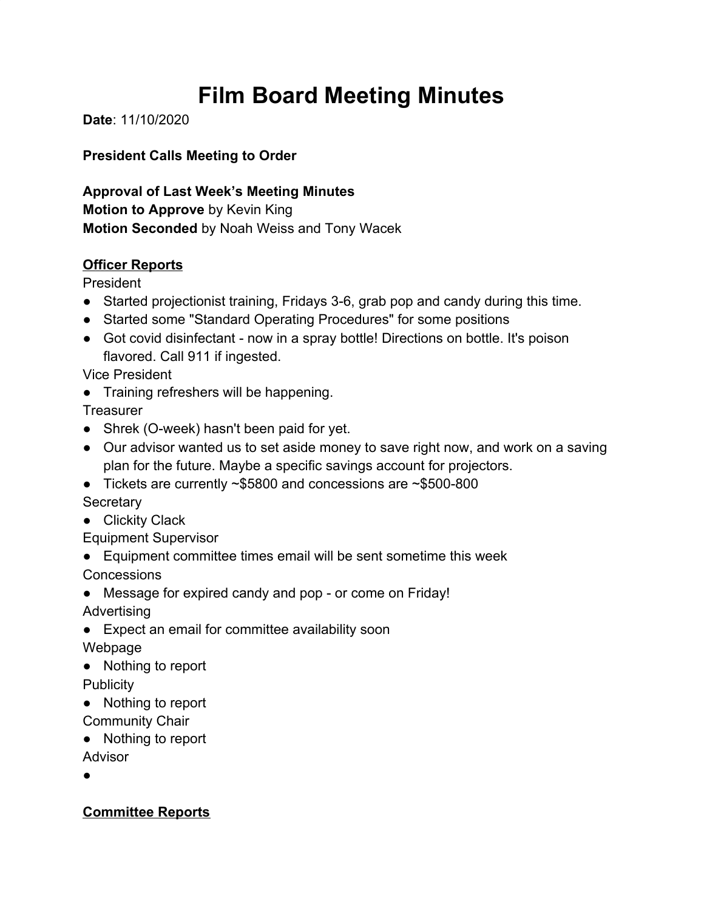# Film Board Meeting Minutes

**Date**: 11/10/2020

**President Calls Meeting to Order**

**Approval of Last Week's Meeting Minutes**
**Motion to Approve** by Kevin King
**Motion Seconded** by Noah Weiss and Tony Wacek

## <u>Officer Reports</u>

President

- Started projectionist training, Fridays 3-6, grab pop and candy during this time.
- Started some "Standard Operating Procedures" for some positions
- Got covid disinfectant - now in a spray bottle! Directions on bottle. It's poison flavored. Call 911 if ingested.

Vice President

- Training refreshers will be happening.

Treasurer

- Shrek (O-week) hasn't been paid for yet.
- Our advisor wanted us to set aside money to save right now, and work on a saving plan for the future. Maybe a specific savings account for projectors.
- Tickets are currently ~$5800 and concessions are ~$500-800

Secretary

- Clickity Clack

Equipment Supervisor

- Equipment committee times email will be sent sometime this week

Concessions

- Message for expired candy and pop - or come on Friday!

Advertising

- Expect an email for committee availability soon

Webpage

- Nothing to report

Publicity

- Nothing to report

Community Chair

- Nothing to report

Advisor

- 

## <u>Committee Reports</u>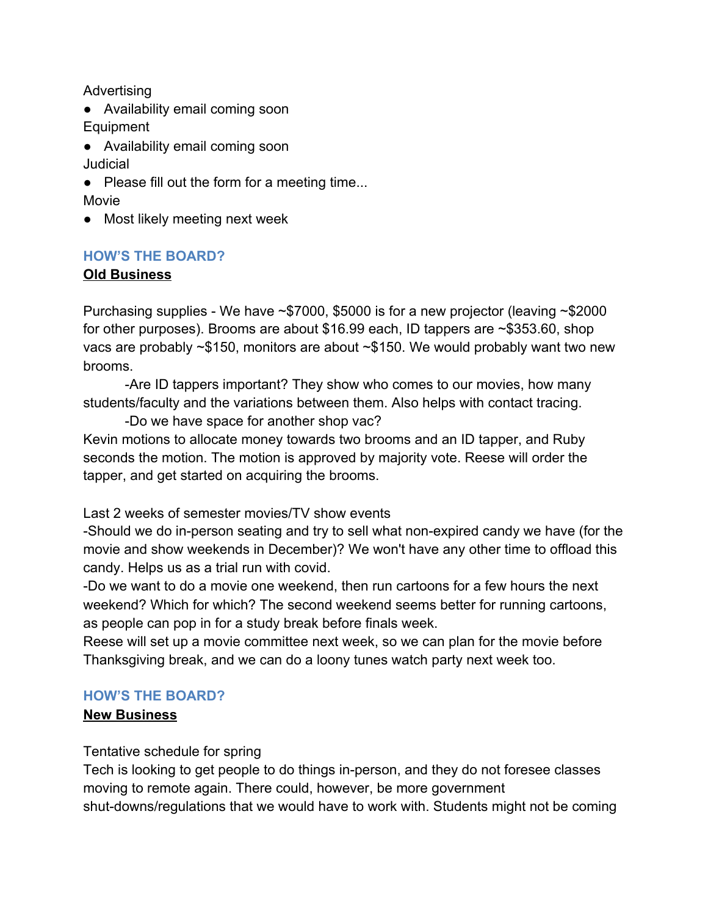Advertising

- Availability email coming soon

Equipment

- Availability email coming soon

Judicial

- Please fill out the form for a meeting time...

Movie

- Most likely meeting next week

### HOW'S THE BOARD?

**Old Business**

Purchasing supplies - We have ~$7000, $5000 is for a new projector (leaving ~$2000 for other purposes). Brooms are about $16.99 each, ID tappers are ~$353.60, shop vacs are probably ~$150, monitors are about ~$150. We would probably want two new brooms.

-Are ID tappers important? They show who comes to our movies, how many students/faculty and the variations between them. Also helps with contact tracing.

-Do we have space for another shop vac?

Kevin motions to allocate money towards two brooms and an ID tapper, and Ruby seconds the motion. The motion is approved by majority vote. Reese will order the tapper, and get started on acquiring the brooms.

Last 2 weeks of semester movies/TV show events

-Should we do in-person seating and try to sell what non-expired candy we have (for the movie and show weekends in December)? We won't have any other time to offload this candy. Helps us as a trial run with covid.

-Do we want to do a movie one weekend, then run cartoons for a few hours the next weekend? Which for which? The second weekend seems better for running cartoons, as people can pop in for a study break before finals week.

Reese will set up a movie committee next week, so we can plan for the movie before Thanksgiving break, and we can do a loony tunes watch party next week too.

### HOW'S THE BOARD?

**New Business**

Tentative schedule for spring

Tech is looking to get people to do things in-person, and they do not foresee classes moving to remote again. There could, however, be more government shut-downs/regulations that we would have to work with. Students might not be coming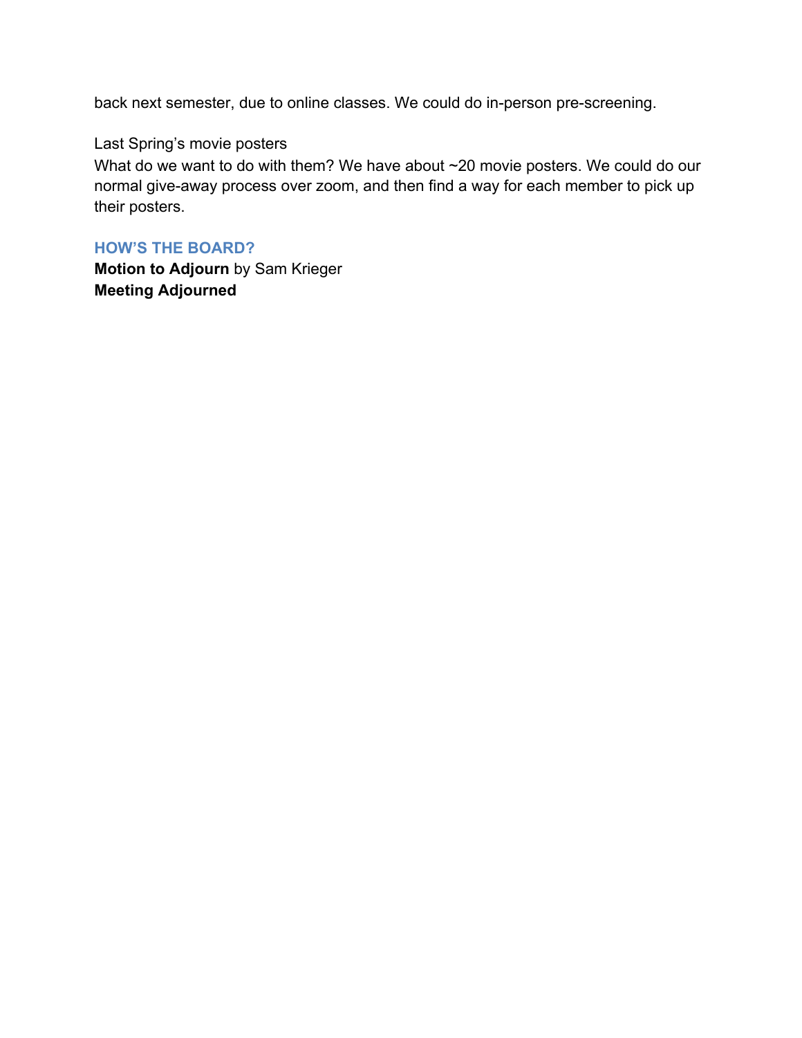back next semester, due to online classes. We could do in-person pre-screening.

Last Spring's movie posters
What do we want to do with them? We have about ~20 movie posters. We could do our normal give-away process over zoom, and then find a way for each member to pick up their posters.

## HOW'S THE BOARD?

**Motion to Adjourn** by Sam Krieger
**Meeting Adjourned**